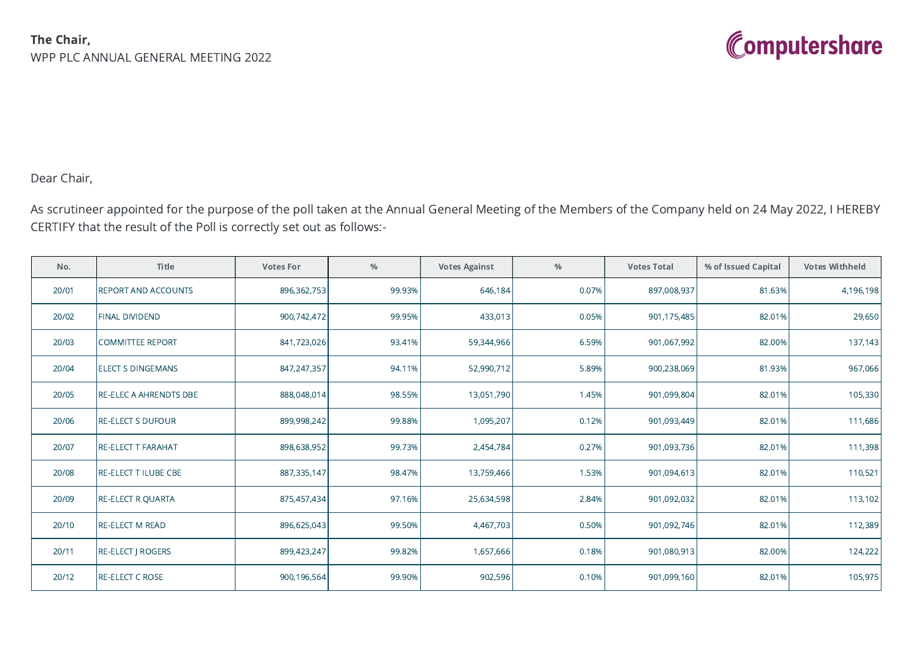**The Chair,**
WPP PLC ANNUAL GENERAL MEETING 2022

Computershare

Dear Chair,

As scrutineer appointed for the purpose of the poll taken at the Annual General Meeting of the Members of the Company held on 24 May 2022, I HEREBY CERTIFY that the result of the Poll is correctly set out as follows:-

| No. | Title | Votes For | % | Votes Against | % | Votes Total | % of Issued Capital | Votes Withheld |
|---|---|---|---|---|---|---|---|---|
| 20/01 | REPORT AND ACCOUNTS | 896,362,753 | 99.93% | 646,184 | 0.07% | 897,008,937 | 81.63% | 4,196,198 |
| 20/02 | FINAL DIVIDEND | 900,742,472 | 99.95% | 433,013 | 0.05% | 901,175,485 | 82.01% | 29,650 |
| 20/03 | COMMITTEE REPORT | 841,723,026 | 93.41% | 59,344,966 | 6.59% | 901,067,992 | 82.00% | 137,143 |
| 20/04 | ELECT S DINGEMANS | 847,247,357 | 94.11% | 52,990,712 | 5.89% | 900,238,069 | 81.93% | 967,066 |
| 20/05 | RE-ELEC A AHRENDTS DBE | 888,048,014 | 98.55% | 13,051,790 | 1.45% | 901,099,804 | 82.01% | 105,330 |
| 20/06 | RE-ELECT S DUFOUR | 899,998,242 | 99.88% | 1,095,207 | 0.12% | 901,093,449 | 82.01% | 111,686 |
| 20/07 | RE-ELECT T FARAHAT | 898,638,952 | 99.73% | 2,454,784 | 0.27% | 901,093,736 | 82.01% | 111,398 |
| 20/08 | RE-ELECT T ILUBE CBE | 887,335,147 | 98.47% | 13,759,466 | 1.53% | 901,094,613 | 82.01% | 110,521 |
| 20/09 | RE-ELECT R QUARTA | 875,457,434 | 97.16% | 25,634,598 | 2.84% | 901,092,032 | 82.01% | 113,102 |
| 20/10 | RE-ELECT M READ | 896,625,043 | 99.50% | 4,467,703 | 0.50% | 901,092,746 | 82.01% | 112,389 |
| 20/11 | RE-ELECT J ROGERS | 899,423,247 | 99.82% | 1,657,666 | 0.18% | 901,080,913 | 82.00% | 124,222 |
| 20/12 | RE-ELECT C ROSE | 900,196,564 | 99.90% | 902,596 | 0.10% | 901,099,160 | 82.01% | 105,975 |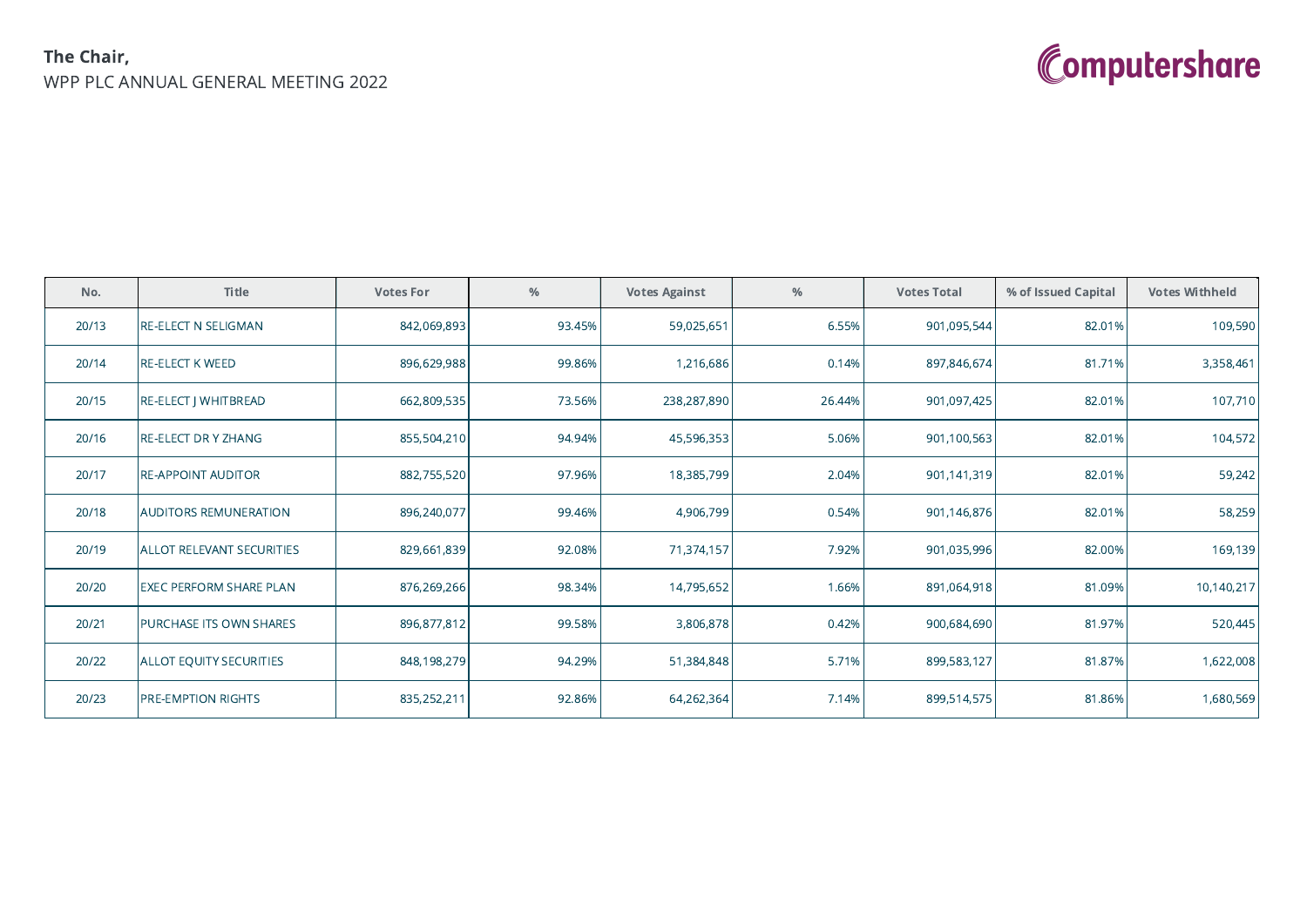**The Chair,**
WPP PLC ANNUAL GENERAL MEETING 2022

| No. | Title | Votes For | % | Votes Against | % | Votes Total | % of Issued Capital | Votes Withheld |
|---|---|---|---|---|---|---|---|---|
| 20/13 | RE-ELECT N SELIGMAN | 842,069,893 | 93.45% | 59,025,651 | 6.55% | 901,095,544 | 82.01% | 109,590 |
| 20/14 | RE-ELECT K WEED | 896,629,988 | 99.86% | 1,216,686 | 0.14% | 897,846,674 | 81.71% | 3,358,461 |
| 20/15 | RE-ELECT J WHITBREAD | 662,809,535 | 73.56% | 238,287,890 | 26.44% | 901,097,425 | 82.01% | 107,710 |
| 20/16 | RE-ELECT DR Y ZHANG | 855,504,210 | 94.94% | 45,596,353 | 5.06% | 901,100,563 | 82.01% | 104,572 |
| 20/17 | RE-APPOINT AUDITOR | 882,755,520 | 97.96% | 18,385,799 | 2.04% | 901,141,319 | 82.01% | 59,242 |
| 20/18 | AUDITORS REMUNERATION | 896,240,077 | 99.46% | 4,906,799 | 0.54% | 901,146,876 | 82.01% | 58,259 |
| 20/19 | ALLOT RELEVANT SECURITIES | 829,661,839 | 92.08% | 71,374,157 | 7.92% | 901,035,996 | 82.00% | 169,139 |
| 20/20 | EXEC PERFORM SHARE PLAN | 876,269,266 | 98.34% | 14,795,652 | 1.66% | 891,064,918 | 81.09% | 10,140,217 |
| 20/21 | PURCHASE ITS OWN SHARES | 896,877,812 | 99.58% | 3,806,878 | 0.42% | 900,684,690 | 81.97% | 520,445 |
| 20/22 | ALLOT EQUITY SECURITIES | 848,198,279 | 94.29% | 51,384,848 | 5.71% | 899,583,127 | 81.87% | 1,622,008 |
| 20/23 | PRE-EMPTION RIGHTS | 835,252,211 | 92.86% | 64,262,364 | 7.14% | 899,514,575 | 81.86% | 1,680,569 |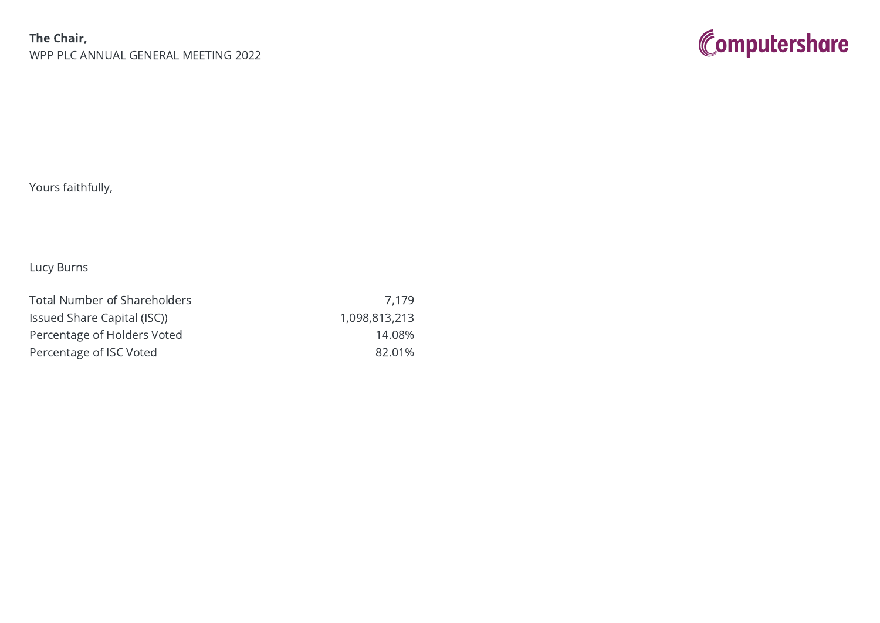**The Chair,**
WPP PLC ANNUAL GENERAL MEETING 2022

Computershare

Yours faithfully,

Lucy Burns

| | |
|---|---|
| Total Number of Shareholders | 7,179 |
| Issued Share Capital (ISC)) | 1,098,813,213 |
| Percentage of Holders Voted | 14.08% |
| Percentage of ISC Voted | 82.01% |